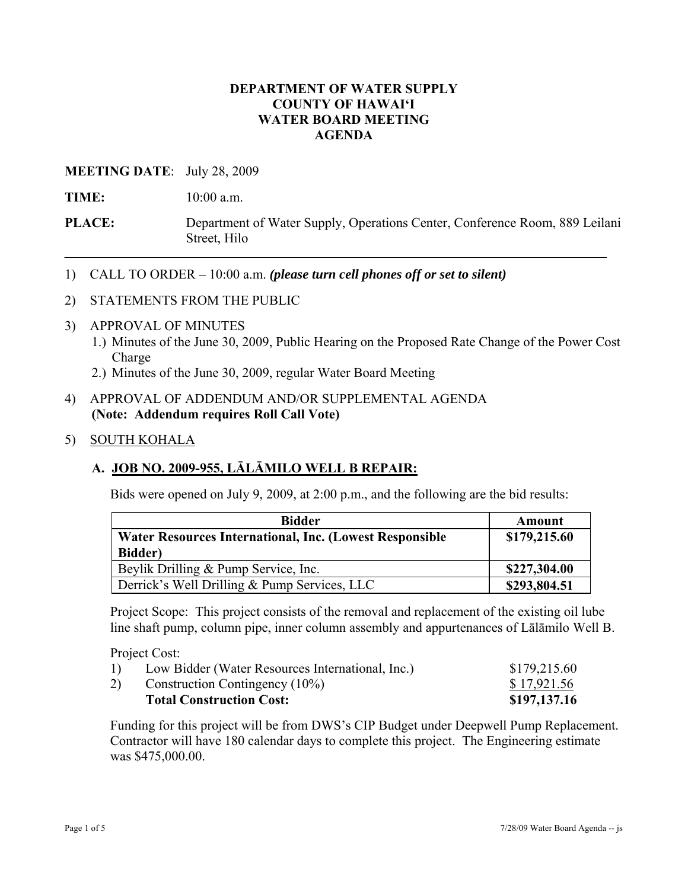# DEPARTMENT OF WATER SUPPLY
# COUNTY OF HAWAI'I
# WATER BOARD MEETING
# AGENDA

**MEETING DATE**: July 28, 2009

**TIME:** 10:00 a.m.

**PLACE:** Department of Water Supply, Operations Center, Conference Room, 889 Leilani Street, Hilo

---

1) CALL TO ORDER – 10:00 a.m. ***(please turn cell phones off or set to silent)***

2) STATEMENTS FROM THE PUBLIC

3) APPROVAL OF MINUTES
   1.) Minutes of the June 30, 2009, Public Hearing on the Proposed Rate Change of the Power Cost Charge
   2.) Minutes of the June 30, 2009, regular Water Board Meeting

4) APPROVAL OF ADDENDUM AND/OR SUPPLEMENTAL AGENDA
   **(Note: Addendum requires Roll Call Vote)**

5) SOUTH KOHALA

## A. JOB NO. 2009-955, LĀLĀMILO WELL B REPAIR:

Bids were opened on July 9, 2009, at 2:00 p.m., and the following are the bid results:

| Bidder | Amount |
|---|---|
| **Water Resources International, Inc. (Lowest Responsible Bidder)** | **$179,215.60** |
| Beylik Drilling & Pump Service, Inc. | **$227,304.00** |
| Derrick's Well Drilling & Pump Services, LLC | **$293,804.51** |

Project Scope: This project consists of the removal and replacement of the existing oil lube line shaft pump, column pipe, inner column assembly and appurtenances of Lālāmilo Well B.

Project Cost:

| | | |
|---|---|---|
| 1) | Low Bidder (Water Resources International, Inc.) | $179,215.60 |
| 2) | Construction Contingency (10%) | $ 17,921.56 |
| | **Total Construction Cost:** | **$197,137.16** |

Funding for this project will be from DWS's CIP Budget under Deepwell Pump Replacement. Contractor will have 180 calendar days to complete this project. The Engineering estimate was $475,000.00.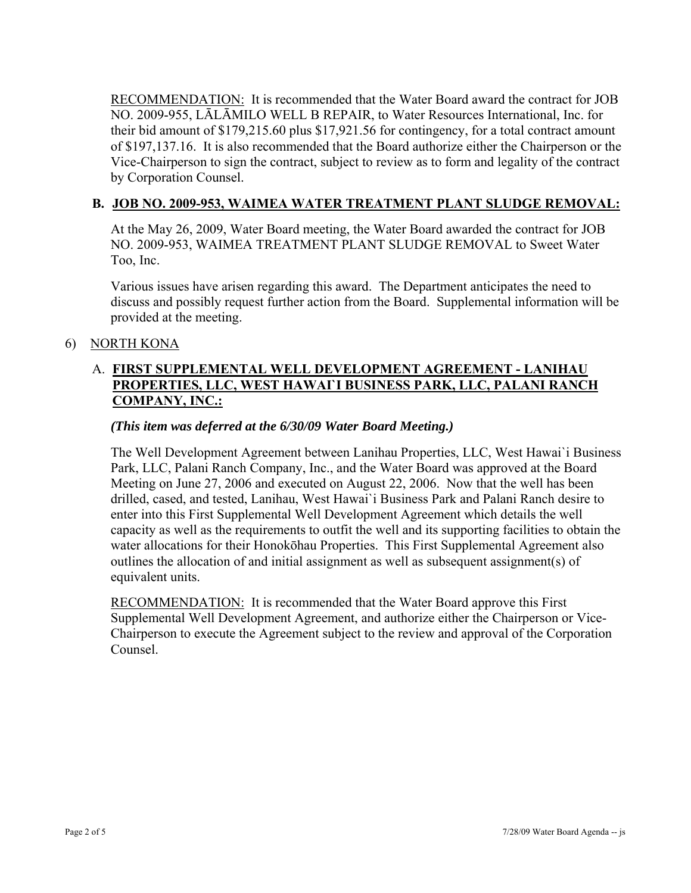RECOMMENDATION: It is recommended that the Water Board award the contract for JOB NO. 2009-955, LĀLĀMILO WELL B REPAIR, to Water Resources International, Inc. for their bid amount of $179,215.60 plus $17,921.56 for contingency, for a total contract amount of $197,137.16. It is also recommended that the Board authorize either the Chairperson or the Vice-Chairperson to sign the contract, subject to review as to form and legality of the contract by Corporation Counsel.

### B. JOB NO. 2009-953, WAIMEA WATER TREATMENT PLANT SLUDGE REMOVAL:

At the May 26, 2009, Water Board meeting, the Water Board awarded the contract for JOB NO. 2009-953, WAIMEA TREATMENT PLANT SLUDGE REMOVAL to Sweet Water Too, Inc.

Various issues have arisen regarding this award. The Department anticipates the need to discuss and possibly request further action from the Board. Supplemental information will be provided at the meeting.

## 6) NORTH KONA

### A. FIRST SUPPLEMENTAL WELL DEVELOPMENT AGREEMENT - LANIHAU PROPERTIES, LLC, WEST HAWAI`I BUSINESS PARK, LLC, PALANI RANCH COMPANY, INC.:

***(This item was deferred at the 6/30/09 Water Board Meeting.)***

The Well Development Agreement between Lanihau Properties, LLC, West Hawai`i Business Park, LLC, Palani Ranch Company, Inc., and the Water Board was approved at the Board Meeting on June 27, 2006 and executed on August 22, 2006. Now that the well has been drilled, cased, and tested, Lanihau, West Hawai`i Business Park and Palani Ranch desire to enter into this First Supplemental Well Development Agreement which details the well capacity as well as the requirements to outfit the well and its supporting facilities to obtain the water allocations for their Honokōhau Properties. This First Supplemental Agreement also outlines the allocation of and initial assignment as well as subsequent assignment(s) of equivalent units.

RECOMMENDATION: It is recommended that the Water Board approve this First Supplemental Well Development Agreement, and authorize either the Chairperson or Vice-Chairperson to execute the Agreement subject to the review and approval of the Corporation Counsel.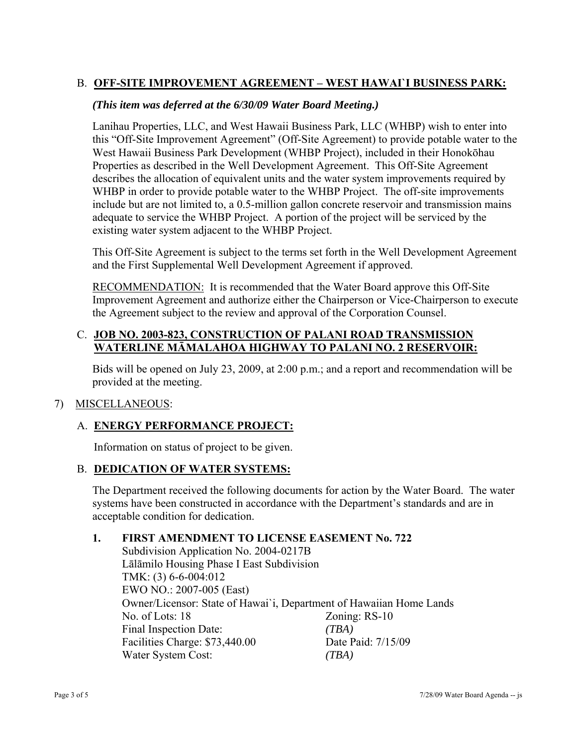B. **OFF-SITE IMPROVEMENT AGREEMENT – WEST HAWAI`I BUSINESS PARK:**

***(This item was deferred at the 6/30/09 Water Board Meeting.)***

Lanihau Properties, LLC, and West Hawaii Business Park, LLC (WHBP) wish to enter into this "Off-Site Improvement Agreement" (Off-Site Agreement) to provide potable water to the West Hawaii Business Park Development (WHBP Project), included in their Honokōhau Properties as described in the Well Development Agreement. This Off-Site Agreement describes the allocation of equivalent units and the water system improvements required by WHBP in order to provide potable water to the WHBP Project. The off-site improvements include but are not limited to, a 0.5-million gallon concrete reservoir and transmission mains adequate to service the WHBP Project. A portion of the project will be serviced by the existing water system adjacent to the WHBP Project.

This Off-Site Agreement is subject to the terms set forth in the Well Development Agreement and the First Supplemental Well Development Agreement if approved.

RECOMMENDATION: It is recommended that the Water Board approve this Off-Site Improvement Agreement and authorize either the Chairperson or Vice-Chairperson to execute the Agreement subject to the review and approval of the Corporation Counsel.

C. **JOB NO. 2003-823, CONSTRUCTION OF PALANI ROAD TRANSMISSION WATERLINE MĀMALAHOA HIGHWAY TO PALANI NO. 2 RESERVOIR:**

Bids will be opened on July 23, 2009, at 2:00 p.m.; and a report and recommendation will be provided at the meeting.

7) MISCELLANEOUS:

A. **ENERGY PERFORMANCE PROJECT:**

Information on status of project to be given.

B. **DEDICATION OF WATER SYSTEMS:**

The Department received the following documents for action by the Water Board. The water systems have been constructed in accordance with the Department's standards and are in acceptable condition for dedication.

**1. FIRST AMENDMENT TO LICENSE EASEMENT No. 722**

Subdivision Application No. 2004-0217B
Lālāmilo Housing Phase I East Subdivision
TMK: (3) 6-6-004:012
EWO NO.: 2007-005 (East)
Owner/Licensor: State of Hawai`i, Department of Hawaiian Home Lands
No. of Lots: 18 — Zoning: RS-10
Final Inspection Date: *(TBA)*
Facilities Charge: $73,440.00 — Date Paid: 7/15/09
Water System Cost: *(TBA)*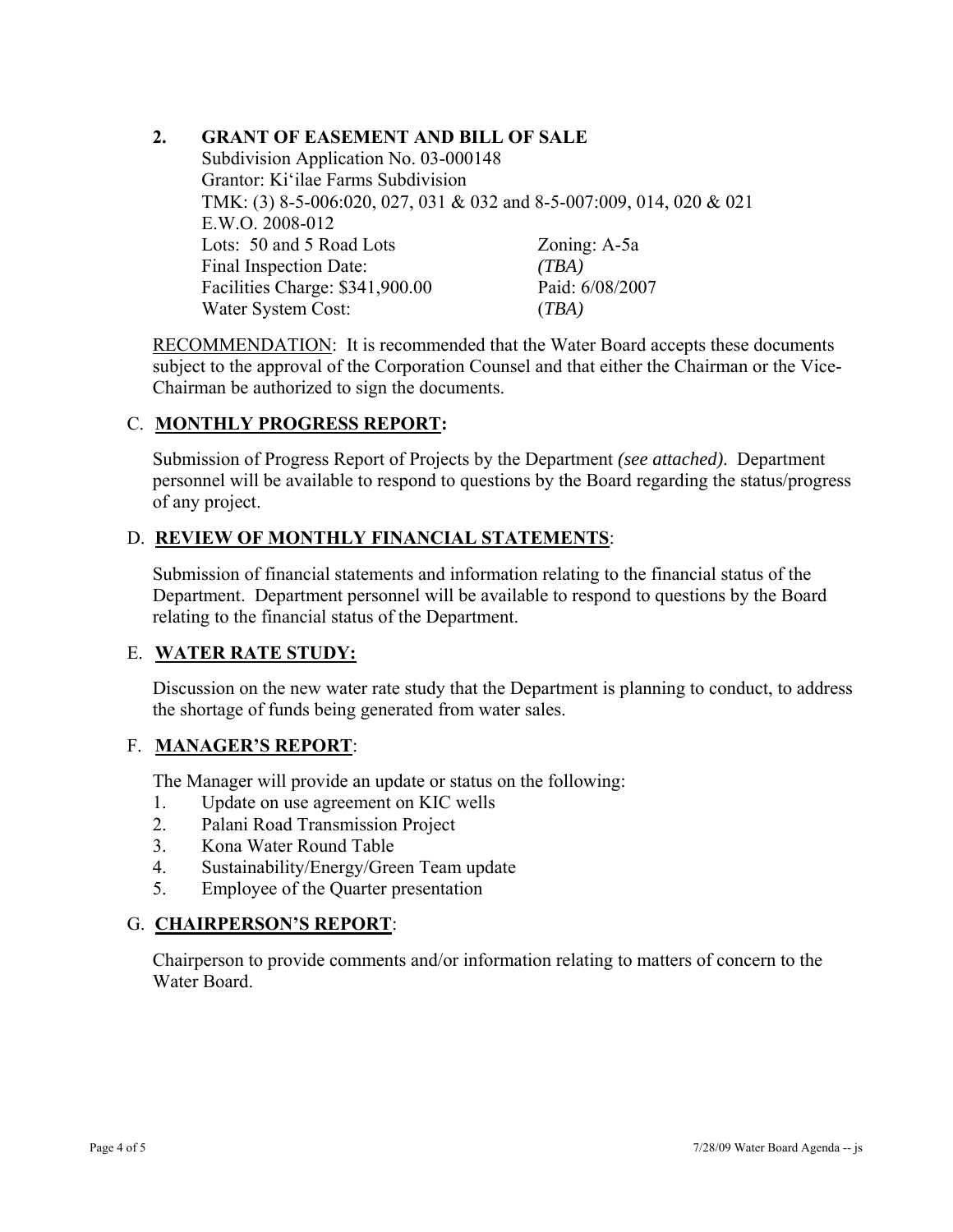**2. GRANT OF EASEMENT AND BILL OF SALE**

Subdivision Application No. 03-000148
Grantor: Ki'ilae Farms Subdivision
TMK: (3) 8-5-006:020, 027, 031 & 032 and 8-5-007:009, 014, 020 & 021
E.W.O. 2008-012

| | |
|---|---|
| Lots: 50 and 5 Road Lots | Zoning: A-5a |
| Final Inspection Date: | *(TBA)* |
| Facilities Charge: $341,900.00 | Paid: 6/08/2007 |
| Water System Cost: | (*TBA)* |

RECOMMENDATION: It is recommended that the Water Board accepts these documents subject to the approval of the Corporation Counsel and that either the Chairman or the Vice-Chairman be authorized to sign the documents.

## C. MONTHLY PROGRESS REPORT:

Submission of Progress Report of Projects by the Department *(see attached)*. Department personnel will be available to respond to questions by the Board regarding the status/progress of any project.

## D. REVIEW OF MONTHLY FINANCIAL STATEMENTS:

Submission of financial statements and information relating to the financial status of the Department. Department personnel will be available to respond to questions by the Board relating to the financial status of the Department.

## E. WATER RATE STUDY:

Discussion on the new water rate study that the Department is planning to conduct, to address the shortage of funds being generated from water sales.

## F. MANAGER'S REPORT:

The Manager will provide an update or status on the following:

1. Update on use agreement on KIC wells
2. Palani Road Transmission Project
3. Kona Water Round Table
4. Sustainability/Energy/Green Team update
5. Employee of the Quarter presentation

## G. CHAIRPERSON'S REPORT:

Chairperson to provide comments and/or information relating to matters of concern to the Water Board.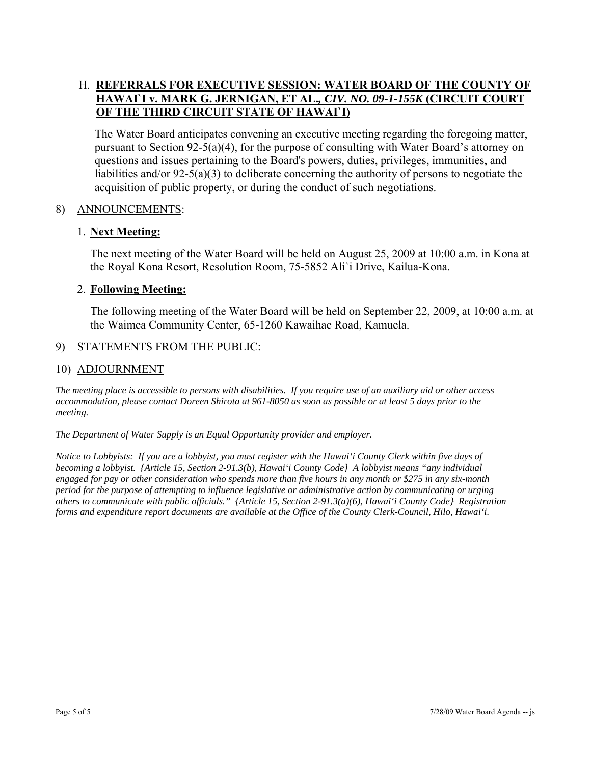H. **REFERRALS FOR EXECUTIVE SESSION: WATER BOARD OF THE COUNTY OF HAWAI`I v. MARK G. JERNIGAN, ET AL., *CIV. NO. 09-1-155K* (CIRCUIT COURT OF THE THIRD CIRCUIT STATE OF HAWAI`I)**

The Water Board anticipates convening an executive meeting regarding the foregoing matter, pursuant to Section 92-5(a)(4), for the purpose of consulting with Water Board's attorney on questions and issues pertaining to the Board's powers, duties, privileges, immunities, and liabilities and/or 92-5(a)(3) to deliberate concerning the authority of persons to negotiate the acquisition of public property, or during the conduct of such negotiations.

8) ANNOUNCEMENTS:

1. **Next Meeting:**

The next meeting of the Water Board will be held on August 25, 2009 at 10:00 a.m. in Kona at the Royal Kona Resort, Resolution Room, 75-5852 Ali`i Drive, Kailua-Kona.

2. **Following Meeting:**

The following meeting of the Water Board will be held on September 22, 2009, at 10:00 a.m. at the Waimea Community Center, 65-1260 Kawaihae Road, Kamuela.

9) STATEMENTS FROM THE PUBLIC:

10) ADJOURNMENT

*The meeting place is accessible to persons with disabilities. If you require use of an auxiliary aid or other access accommodation, please contact Doreen Shirota at 961-8050 as soon as possible or at least 5 days prior to the meeting.*

*The Department of Water Supply is an Equal Opportunity provider and employer.*

*Notice to Lobbyists: If you are a lobbyist, you must register with the Hawai'i County Clerk within five days of becoming a lobbyist. {Article 15, Section 2-91.3(b), Hawai'i County Code} A lobbyist means "any individual engaged for pay or other consideration who spends more than five hours in any month or $275 in any six-month period for the purpose of attempting to influence legislative or administrative action by communicating or urging others to communicate with public officials." {Article 15, Section 2-91.3(a)(6), Hawai'i County Code} Registration forms and expenditure report documents are available at the Office of the County Clerk-Council, Hilo, Hawai'i.*